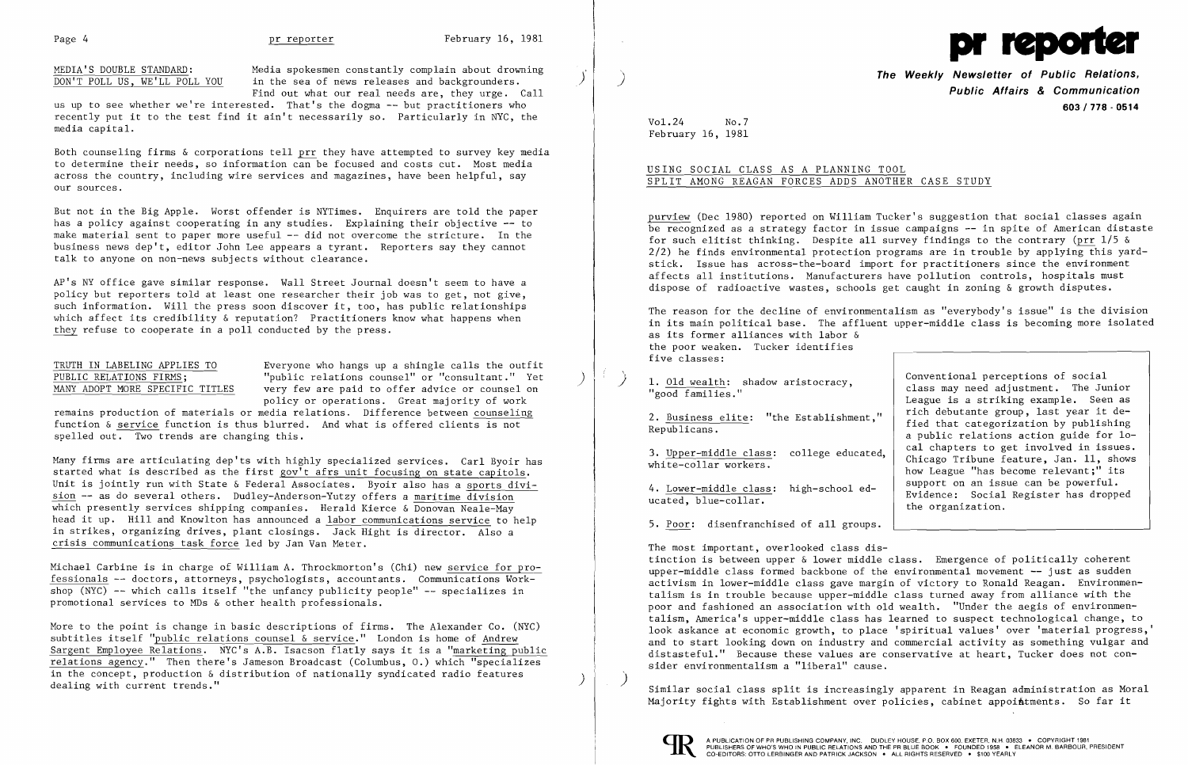## MEDIA'S DOUBLE STANDARD: DON'T POLL US, WE'LL POLL YOU

Media spokesmen constantly complain about drowning in the sea of news releases and backgrounders. Find out what our real needs are, they urge. Call us up to see whether we're interested. That's the dogma -- but practitioners who recently put it to the test find it ain't necessarily so. Particularly in NYC, the media capital.

Both counseling firms & corporations tell prr they have attempted to survey key media to determine their needs, so information can be focused and costs cut. Most media across the country, including wire services and magazines, have been helpful, say our sources.

But not in the Big Apple. Worst offender is NYTimes. Enquirers are told the paper has a policy against cooperating in any studies. Explaining their objective -- to make material sent to paper more useful -- did not overcome the stricture. In the business news dep't, editor John Lee appears a tyrant. Reporters say they cannot talk to anyone on non-news subjects without clearance.

AP's NY office gave similar response. Wall Street Journal doesn't seem to have a policy but reporters told at least one researcher their job was to get, not give, such information. Will the press soon discover it, too, has public relationships which affect its credibility & reputation? Practitioners know what happens when they refuse to cooperate in a poll conducted by the press.

## TRUTH IN LABELING APPLIES TO PUBLIC RELATIONS FIRMS; MANY ADOPT MORE SPECIFIC TITLES

Everyone who hangs up a shingle calls the outfit "public relations counsel" or "consultant." Yet very few are paid to offer advice or counsel on policy or operations. Great majority of work remains production of materials or media relations. Difference between counseling function & service function is thus blurred. And what is offered clients is not spelled out. Two trends are changing this.

Many firms are articulating dep'ts with highly specialized services. Carl Byoir has started what is described as the first gov't afrs unit focusing on state capitols. Unit is jointly run with State & Federal Associates. Byoir also has a sports division -- as do several others. Dudley-Anderson-Yutzy offers a maritime division which presently services shipping companies. Herald Kierce & Donovan Neale-May head it up. Hill and Knowlton has announced a labor communications service to help in strikes, organizing drives, plant closings. Jack Hight is director. Also a crisis communications task force led by Jan Van Meter.

Michael Carbine is in charge of William A. Throckmorton's (Chi) new service for professionals -- doctors, attorneys, psychologists, accountants. Communications Workshop (NYC) -- which calls itself "the unfancy publicity people" -- specializes in promotional services to MDs & other health professionals.

More to the point is change in basic descriptions of firms. The Alexander Co. (NYC) subtitles itself "public relations counsel & service." London is home of Andrew Sargent Employee Relations. NYC's A.B. Isacson flatly says it is a "marketing public relations agency." Then there's Jameson Broadcast (Columbus, O.) which "specializes in the concept, production & distribution of nationally syndicated radio features dealing with current trends."

# pr reporter

**The Weekly Newsletter of Public Relations, Public Affairs & Communication**

603 / 778 - 0514

Vol.24 No.7
February 16, 1981

## USING SOCIAL CLASS AS A PLANNING TOOL SPLIT AMONG REAGAN FORCES ADDS ANOTHER CASE STUDY

purview (Dec 1980) reported on William Tucker's suggestion that social classes again be recognized as a strategy factor in issue campaigns -- in spite of American distaste for such elitist thinking. Despite all survey findings to the contrary (prr 1/5 & 2/2) he finds environmental protection programs are in trouble by applying this yardstick. Issue has across-the-board import for practitioners since the environment affects all institutions. Manufacturers have pollution controls, hospitals must dispose of radioactive wastes, schools get caught in zoning & growth disputes.

The reason for the decline of environmentalism as "everybody's issue" is the division in its main political base. The affluent upper-middle class is becoming more isolated as its former alliances with labor & the poor weaken. Tucker identifies five classes:

1. Old wealth: shadow aristocracy, "good families."
2. Business elite: "the Establishment," Republicans.
3. Upper-middle class: college educated, white-collar workers.
4. Lower-middle class: high-school educated, blue-collar.
5. Poor: disenfranchised of all groups.

> Conventional perceptions of social class may need adjustment. The Junior League is a striking example. Seen as rich debutante group, last year it defied that categorization by publishing a public relations action guide for local chapters to get involved in issues. Chicago Tribune feature, Jan. 11, shows how League "has become relevant;" its support on an issue can be powerful. Evidence: Social Register has dropped the organization.

The most important, overlooked class distinction is between upper & lower middle class. Emergence of politically coherent upper-middle class formed backbone of the environmental movement -- just as sudden activism in lower-middle class gave margin of victory to Ronald Reagan. Environmentalism is in trouble because upper-middle class turned away from alliance with the poor and fashioned an association with old wealth. "Under the aegis of environmentalism, America's upper-middle class has learned to suspect technological change, to look askance at economic growth, to place 'spiritual values' over 'material progress,' and to start looking down on industry and commercial activity as something vulgar and distasteful." Because these values are conservative at heart, Tucker does not consider environmentalism a "liberal" cause.

Similar social class split is increasingly apparent in Reagan administration as Moral Majority fights with Establishment over policies, cabinet appointments. So far it

A PUBLICATION OF PR PUBLISHING COMPANY, INC. DUDLEY HOUSE, P.O. BOX 600, EXETER, N.H. 03833 • COPYRIGHT 1981 PUBLISHERS OF WHO'S WHO IN PUBLIC RELATIONS AND THE PR BLUE BOOK • FOUNDED 1958 • ELEANOR M. BARBOUR, PRESIDENT CO-EDITORS: OTTO LERBINGER AND PATRICK JACKSON • ALL RIGHTS RESERVED • $100 YEARLY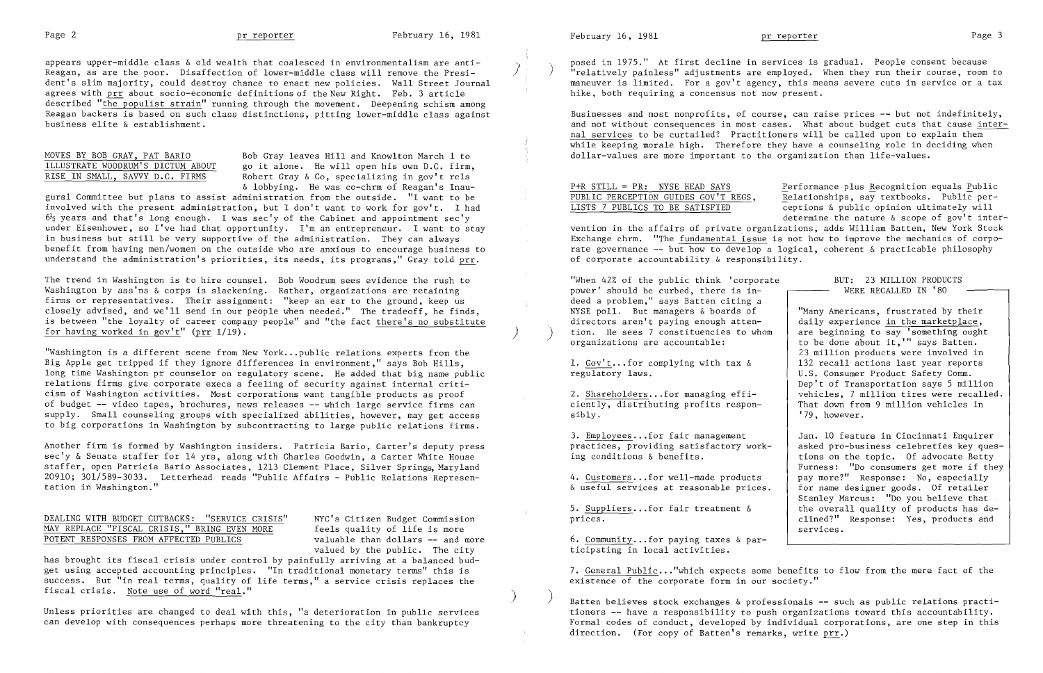appears upper-middle class & old wealth that coalesced in environmentalism are anti-Reagan, as are the poor. Disaffection of lower-middle class will remove the President's slim majority, could destroy chance to enact new policies. Wall Street Journal agrees with prr about socio-economic definitions of the New Right. Feb. 3 article described "the populist strain" running through the movement. Deepening schism among Reagan backers is based on such class distinctions, pitting lower-middle class against business elite & establishment.

## MOVES BY BOB GRAY, PAT BARIO ILLUSTRATE WOODRUM'S DICTUM ABOUT RISE IN SMALL, SAVVY D.C. FIRMS

Bob Gray leaves Hill and Knowlton March 1 to go it alone. He will open his own D.C. firm, Robert Gray & Co, specializing in gov't rels & lobbying. He was co-chrm of Reagan's Inaugural Committee but plans to assist administration from the outside. "I want to be involved with the present administration, but I don't want to work for gov't. I had 6½ years and that's long enough. I was sec'y of the Cabinet and appointment sec'y under Eisenhower, so I've had that opportunity. I'm an entrepreneur. I want to stay in business but still be very supportive of the administration. They can always benefit from having men/women on the outside who are anxious to encourage business to understand the administration's priorities, its needs, its programs," Gray told prr.

The trend in Washington is to hire counsel. Bob Woodrum sees evidence the rush to Washington by ass'ns & corps is slackening. Rather, organizations are retaining firms or representatives. Their assignment: "keep an ear to the ground, keep us closely advised, and we'll send in our people when needed." The tradeoff, he finds, is between "the loyalty of career company people" and "the fact there's no substitute for having worked in gov't" (prr 1/19).

"Washington is a different scene from New York...public relations experts from the Big Apple get tripped if they ignore differences in environment," says Bob Hills, long time Washington pr counselor on regulatory scene. He added that big name public relations firms give corporate execs a feeling of security against internal criticism of Washington activities. Most corporations want tangible products as proof of budget -- video tapes, brochures, news releases -- which large service firms can supply. Small counseling groups with specialized abilities, however, may get access to big corporations in Washington by subcontracting to large public relations firms.

Another firm is formed by Washington insiders. Patricia Bario, Carter's deputy press sec'y & Senate staffer for 14 yrs, along with Charles Goodwin, a Carter White House staffer, open Patricia Bario Associates, 1213 Clement Place, Silver Springs, Maryland 20910; 301/589-3033. Letterhead reads "Public Affairs - Public Relations Representation in Washington."

## DEALING WITH BUDGET CUTBACKS: "SERVICE CRISIS" MAY REPLACE "FISCAL CRISIS," BRING EVEN MORE POTENT RESPONSES FROM AFFECTED PUBLICS

NYC's Citizen Budget Commission feels quality of life is more valuable than dollars -- and more valued by the public. The city has brought its fiscal crisis under control by painfully arriving at a balanced budget using accepted accounting principles. "In traditional monetary terms" this is success. But "in real terms, quality of life terms," a service crisis replaces the fiscal crisis. Note use of word "real."

Unless priorities are changed to deal with this, "a deterioration in public services can develop with consequences perhaps more threatening to the city than bankruptcy posed in 1975." At first decline in services is gradual. People consent because "relatively painless" adjustments are employed. When they run their course, room to maneuver is limited. For a gov't agency, this means severe cuts in service or a tax hike, both requiring a concensus not now present.

Businesses and most nonprofits, of course, can raise prices -- but not indefinitely, and not without consequences in most cases. What about budget cuts that cause internal services to be curtailed? Practitioners will be called upon to explain them while keeping morale high. Therefore they have a counseling role in deciding when dollar-values are more important to the organization than life-values.

## P+R STILL = PR: NYSE HEAD SAYS PUBLIC PERCEPTION GUIDES GOV'T REGS, LISTS 7 PUBLICS TO BE SATISFIED

Performance plus Recognition equals Public Relationships, say textbooks. Public perceptions & public opinion ultimately will determine the nature & scope of gov't intervention in the affairs of private organizations, adds William Batten, New York Stock Exchange chrm. "The fundamental issue is not how to improve the mechanics of corporate governance -- but how to develop a logical, coherent & practicable philosophy of corporate accountability & responsibility.

"When 42% of the public think 'corporate power' should be curbed, there is indeed a problem," says Batten citing a NYSE poll. But managers & boards of directors aren't paying enough attention. He sees 7 constituencies to whom organizations are accountable:

1. Gov't...for complying with tax & regulatory laws.

2. Shareholders...for managing efficiently, distributing profits responsibly.

3. Employees...for fair management practices, providing satisfactory working conditions & benefits.

4. Customers...for well-made products & useful services at reasonable prices.

5. Suppliers...for fair treatment & prices.

6. Community...for paying taxes & participating in local activities.

7. General Public..."which expects some benefits to flow from the mere fact of the existence of the corporate form in our society."

### BUT: 23 MILLION PRODUCTS WERE RECALLED IN '80

"Many Americans, frustrated by their daily experience in the marketplace, are beginning to say 'something ought to be done about it,'" says Batten. 23 million products were involved in 132 recall actions last year reports U.S. Consumer Product Safety Comm. Dep't of Transportation says 5 million vehicles, 7 million tires were recalled. That down from 9 million vehicles in '79, however.

Jan. 10 feature in Cincinnati Enquirer asked pro-business celebreties key questions on the topic. Of advocate Betty Furness: "Do consumers get more if they pay more?" Response: No, especially for name designer goods. Of retailer Stanley Marcus: "Do you believe that the overall quality of products has declined?" Response: Yes, products and services.

Batten believes stock exchanges & professionals -- such as public relations practitioners -- have a responsibility to push organizations toward this accountability. Formal codes of conduct, developed by individual corporations, are one step in this direction. (For copy of Batten's remarks, write prr.)